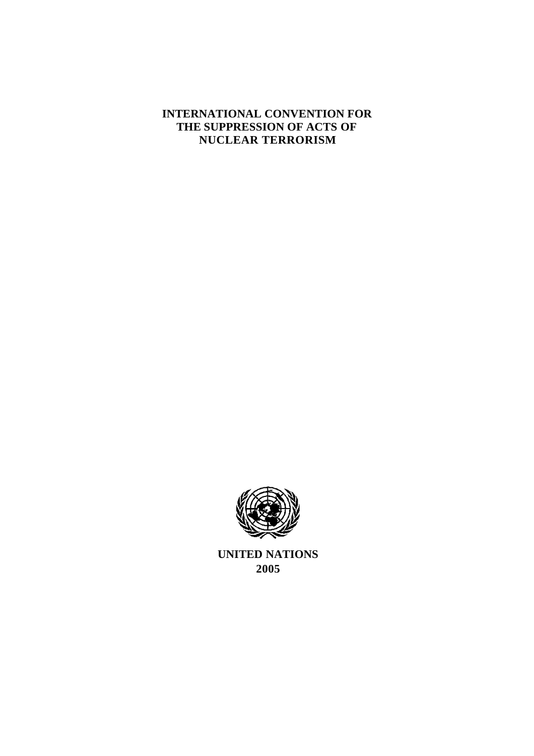# INTERNATIONAL CONVENTION FOR THE SUPPRESSION OF ACTS OF NUCLEAR TERRORISM

**UNITED NATIONS**
**2005**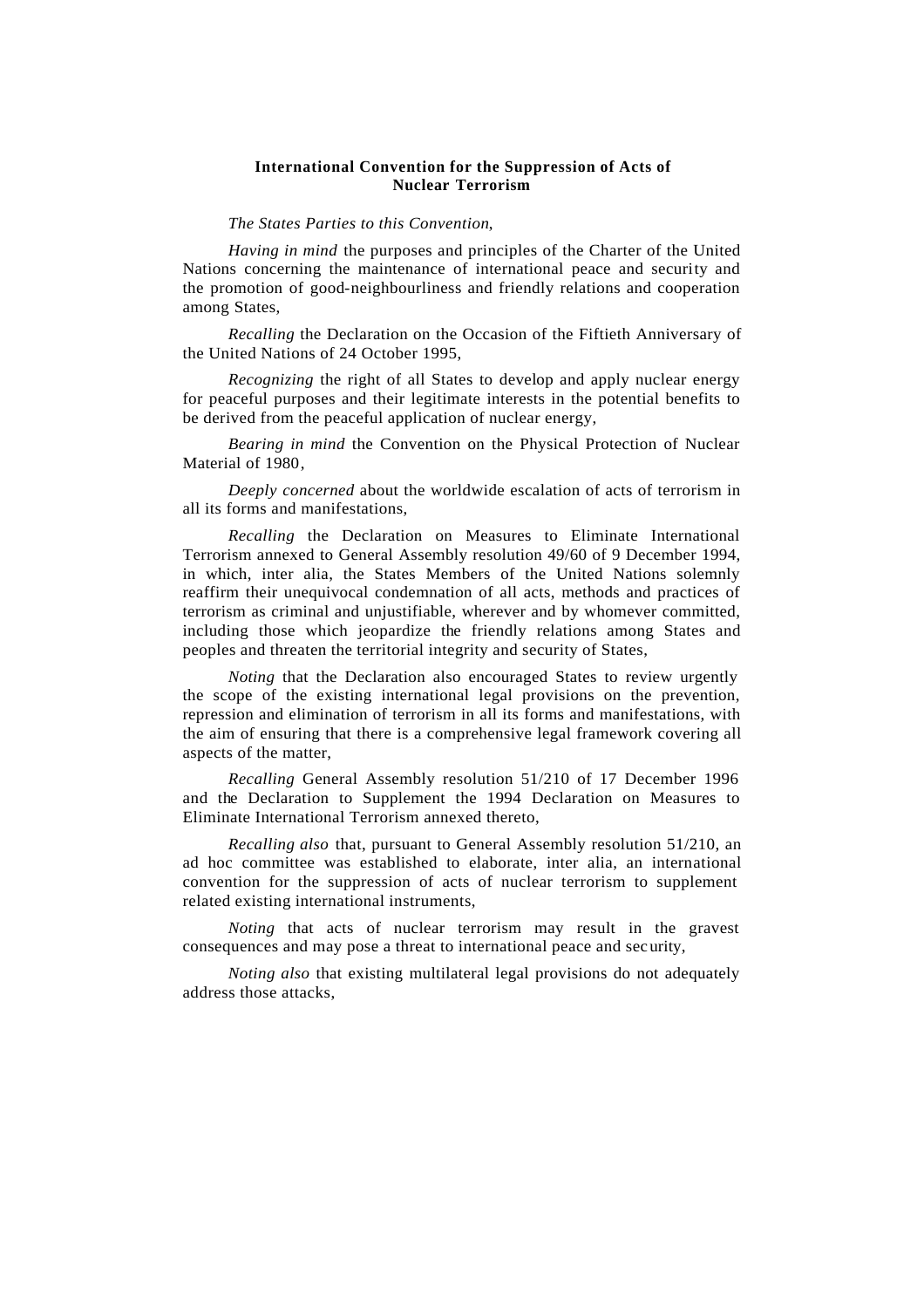**International Convention for the Suppression of Acts of Nuclear Terrorism**

*The States Parties to this Convention*,

*Having in mind* the purposes and principles of the Charter of the United Nations concerning the maintenance of international peace and security and the promotion of good-neighbourliness and friendly relations and cooperation among States,

*Recalling* the Declaration on the Occasion of the Fiftieth Anniversary of the United Nations of 24 October 1995,

*Recognizing* the right of all States to develop and apply nuclear energy for peaceful purposes and their legitimate interests in the potential benefits to be derived from the peaceful application of nuclear energy,

*Bearing in mind* the Convention on the Physical Protection of Nuclear Material of 1980,

*Deeply concerned* about the worldwide escalation of acts of terrorism in all its forms and manifestations,

*Recalling* the Declaration on Measures to Eliminate International Terrorism annexed to General Assembly resolution 49/60 of 9 December 1994, in which, inter alia, the States Members of the United Nations solemnly reaffirm their unequivocal condemnation of all acts, methods and practices of terrorism as criminal and unjustifiable, wherever and by whomever committed, including those which jeopardize the friendly relations among States and peoples and threaten the territorial integrity and security of States,

*Noting* that the Declaration also encouraged States to review urgently the scope of the existing international legal provisions on the prevention, repression and elimination of terrorism in all its forms and manifestations, with the aim of ensuring that there is a comprehensive legal framework covering all aspects of the matter,

*Recalling* General Assembly resolution 51/210 of 17 December 1996 and the Declaration to Supplement the 1994 Declaration on Measures to Eliminate International Terrorism annexed thereto,

*Recalling also* that, pursuant to General Assembly resolution 51/210, an ad hoc committee was established to elaborate, inter alia, an international convention for the suppression of acts of nuclear terrorism to supplement related existing international instruments,

*Noting* that acts of nuclear terrorism may result in the gravest consequences and may pose a threat to international peace and security,

*Noting also* that existing multilateral legal provisions do not adequately address those attacks,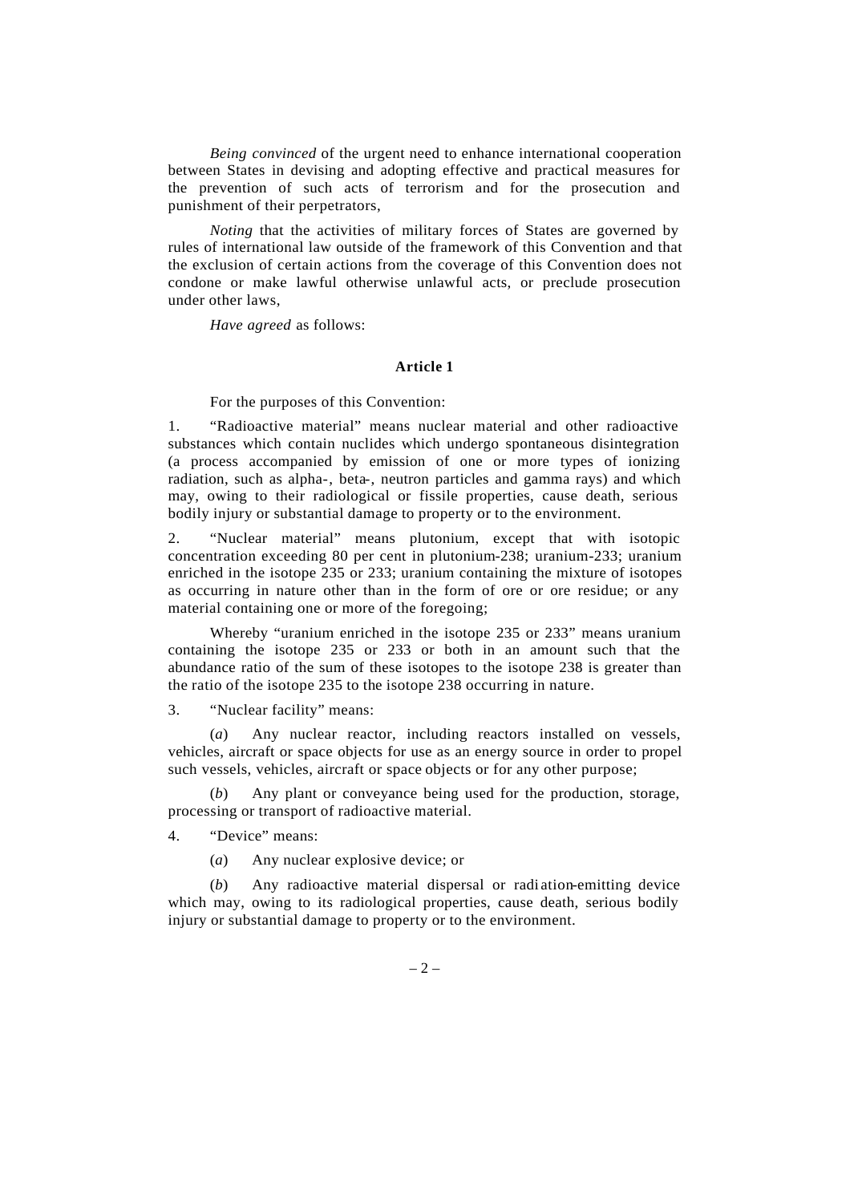*Being convinced* of the urgent need to enhance international cooperation between States in devising and adopting effective and practical measures for the prevention of such acts of terrorism and for the prosecution and punishment of their perpetrators,

*Noting* that the activities of military forces of States are governed by rules of international law outside of the framework of this Convention and that the exclusion of certain actions from the coverage of this Convention does not condone or make lawful otherwise unlawful acts, or preclude prosecution under other laws,

*Have agreed* as follows:

**Article 1**

For the purposes of this Convention:

1. "Radioactive material" means nuclear material and other radioactive substances which contain nuclides which undergo spontaneous disintegration (a process accompanied by emission of one or more types of ionizing radiation, such as alpha-, beta-, neutron particles and gamma rays) and which may, owing to their radiological or fissile properties, cause death, serious bodily injury or substantial damage to property or to the environment.

2. "Nuclear material" means plutonium, except that with isotopic concentration exceeding 80 per cent in plutonium-238; uranium-233; uranium enriched in the isotope 235 or 233; uranium containing the mixture of isotopes as occurring in nature other than in the form of ore or ore residue; or any material containing one or more of the foregoing;

Whereby "uranium enriched in the isotope 235 or 233" means uranium containing the isotope 235 or 233 or both in an amount such that the abundance ratio of the sum of these isotopes to the isotope 238 is greater than the ratio of the isotope 235 to the isotope 238 occurring in nature.

3. "Nuclear facility" means:

(*a*) Any nuclear reactor, including reactors installed on vessels, vehicles, aircraft or space objects for use as an energy source in order to propel such vessels, vehicles, aircraft or space objects or for any other purpose;

(*b*) Any plant or conveyance being used for the production, storage, processing or transport of radioactive material.

4. "Device" means:

(*a*) Any nuclear explosive device; or

(*b*) Any radioactive material dispersal or radiation-emitting device which may, owing to its radiological properties, cause death, serious bodily injury or substantial damage to property or to the environment.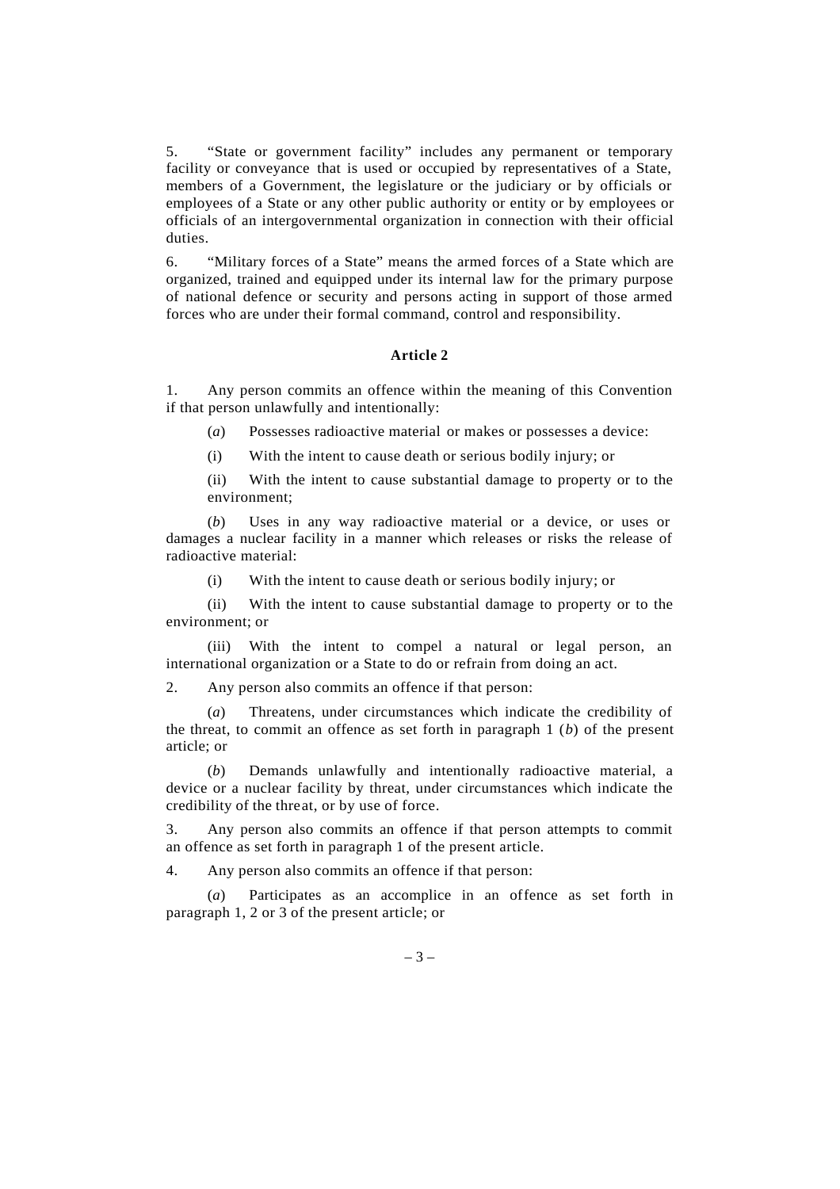5. "State or government facility" includes any permanent or temporary facility or conveyance that is used or occupied by representatives of a State, members of a Government, the legislature or the judiciary or by officials or employees of a State or any other public authority or entity or by employees or officials of an intergovernmental organization in connection with their official duties.

6. "Military forces of a State" means the armed forces of a State which are organized, trained and equipped under its internal law for the primary purpose of national defence or security and persons acting in support of those armed forces who are under their formal command, control and responsibility.

**Article 2**

1. Any person commits an offence within the meaning of this Convention if that person unlawfully and intentionally:

(*a*) Possesses radioactive material or makes or possesses a device:

(i) With the intent to cause death or serious bodily injury; or

(ii) With the intent to cause substantial damage to property or to the environment;

(*b*) Uses in any way radioactive material or a device, or uses or damages a nuclear facility in a manner which releases or risks the release of radioactive material:

(i) With the intent to cause death or serious bodily injury; or

(ii) With the intent to cause substantial damage to property or to the environment; or

(iii) With the intent to compel a natural or legal person, an international organization or a State to do or refrain from doing an act.

2. Any person also commits an offence if that person:

(*a*) Threatens, under circumstances which indicate the credibility of the threat, to commit an offence as set forth in paragraph 1 (*b*) of the present article; or

(*b*) Demands unlawfully and intentionally radioactive material, a device or a nuclear facility by threat, under circumstances which indicate the credibility of the threat, or by use of force.

3. Any person also commits an offence if that person attempts to commit an offence as set forth in paragraph 1 of the present article.

4. Any person also commits an offence if that person:

(*a*) Participates as an accomplice in an offence as set forth in paragraph 1, 2 or 3 of the present article; or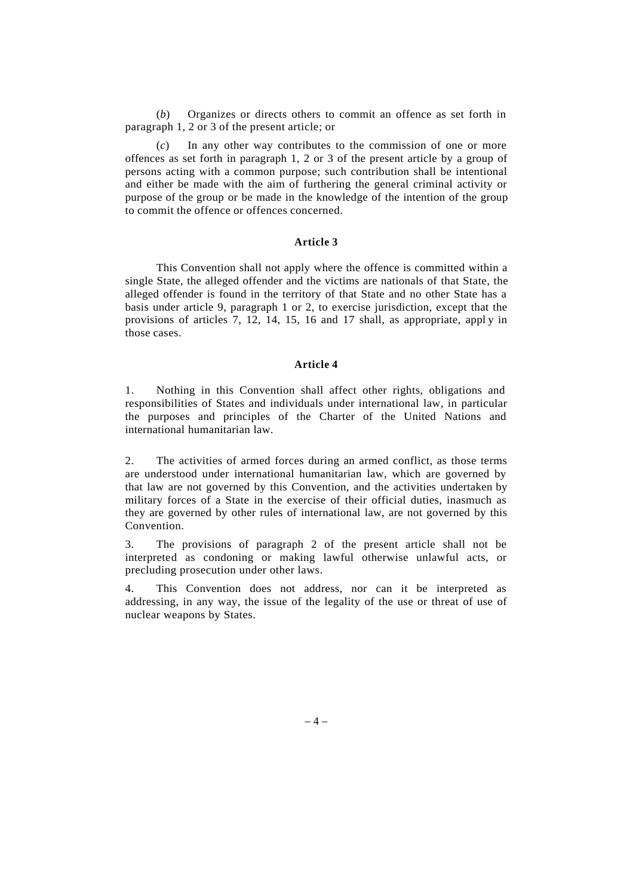(*b*) Organizes or directs others to commit an offence as set forth in paragraph 1, 2 or 3 of the present article; or

(*c*) In any other way contributes to the commission of one or more offences as set forth in paragraph 1, 2 or 3 of the present article by a group of persons acting with a common purpose; such contribution shall be intentional and either be made with the aim of furthering the general criminal activity or purpose of the group or be made in the knowledge of the intention of the group to commit the offence or offences concerned.

### Article 3

This Convention shall not apply where the offence is committed within a single State, the alleged offender and the victims are nationals of that State, the alleged offender is found in the territory of that State and no other State has a basis under article 9, paragraph 1 or 2, to exercise jurisdiction, except that the provisions of articles 7, 12, 14, 15, 16 and 17 shall, as appropriate, apply in those cases.

### Article 4

1. Nothing in this Convention shall affect other rights, obligations and responsibilities of States and individuals under international law, in particular the purposes and principles of the Charter of the United Nations and international humanitarian law.

2. The activities of armed forces during an armed conflict, as those terms are understood under international humanitarian law, which are governed by that law are not governed by this Convention, and the activities undertaken by military forces of a State in the exercise of their official duties, inasmuch as they are governed by other rules of international law, are not governed by this Convention.

3. The provisions of paragraph 2 of the present article shall not be interpreted as condoning or making lawful otherwise unlawful acts, or precluding prosecution under other laws.

4. This Convention does not address, nor can it be interpreted as addressing, in any way, the issue of the legality of the use or threat of use of nuclear weapons by States.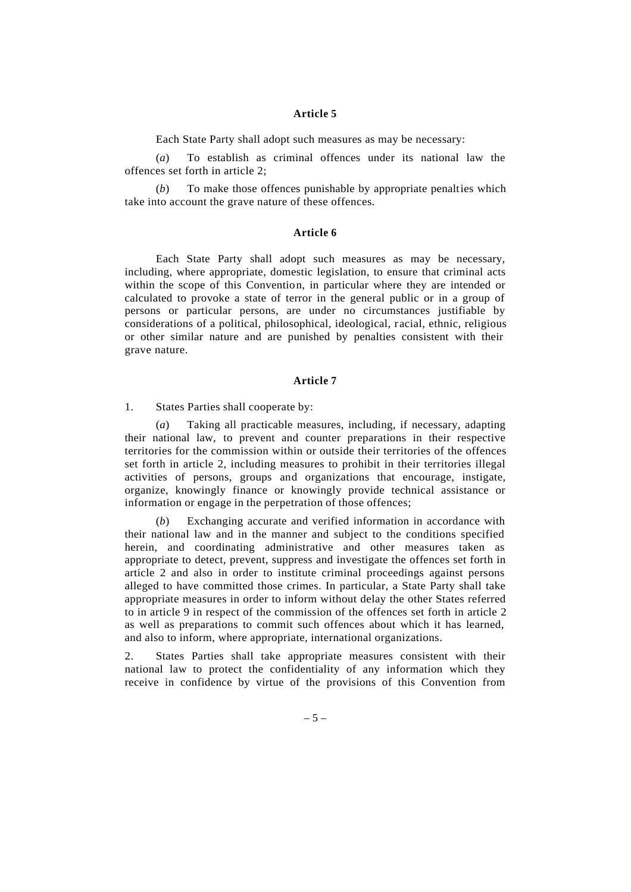### Article 5

Each State Party shall adopt such measures as may be necessary:

(*a*) To establish as criminal offences under its national law the offences set forth in article 2;

(*b*) To make those offences punishable by appropriate penalties which take into account the grave nature of these offences.

### Article 6

Each State Party shall adopt such measures as may be necessary, including, where appropriate, domestic legislation, to ensure that criminal acts within the scope of this Convention, in particular where they are intended or calculated to provoke a state of terror in the general public or in a group of persons or particular persons, are under no circumstances justifiable by considerations of a political, philosophical, ideological, racial, ethnic, religious or other similar nature and are punished by penalties consistent with their grave nature.

### Article 7

1. States Parties shall cooperate by:

(*a*) Taking all practicable measures, including, if necessary, adapting their national law, to prevent and counter preparations in their respective territories for the commission within or outside their territories of the offences set forth in article 2, including measures to prohibit in their territories illegal activities of persons, groups and organizations that encourage, instigate, organize, knowingly finance or knowingly provide technical assistance or information or engage in the perpetration of those offences;

(*b*) Exchanging accurate and verified information in accordance with their national law and in the manner and subject to the conditions specified herein, and coordinating administrative and other measures taken as appropriate to detect, prevent, suppress and investigate the offences set forth in article 2 and also in order to institute criminal proceedings against persons alleged to have committed those crimes. In particular, a State Party shall take appropriate measures in order to inform without delay the other States referred to in article 9 in respect of the commission of the offences set forth in article 2 as well as preparations to commit such offences about which it has learned, and also to inform, where appropriate, international organizations.

2. States Parties shall take appropriate measures consistent with their national law to protect the confidentiality of any information which they receive in confidence by virtue of the provisions of this Convention from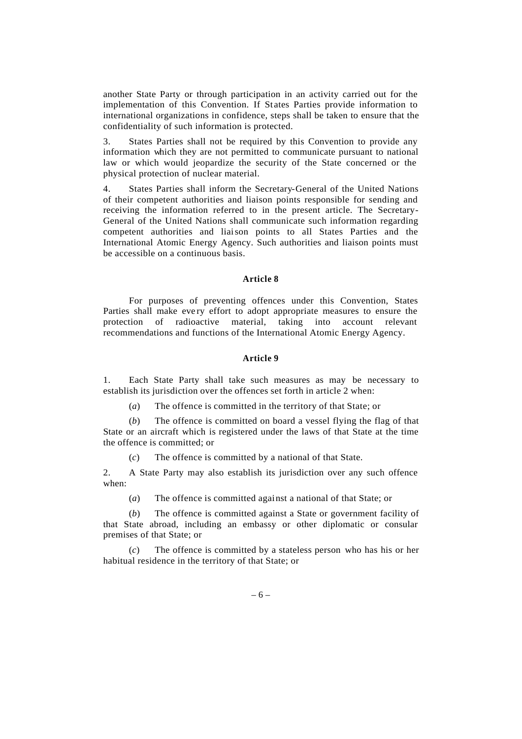another State Party or through participation in an activity carried out for the implementation of this Convention. If States Parties provide information to international organizations in confidence, steps shall be taken to ensure that the confidentiality of such information is protected.

3. States Parties shall not be required by this Convention to provide any information which they are not permitted to communicate pursuant to national law or which would jeopardize the security of the State concerned or the physical protection of nuclear material.

4. States Parties shall inform the Secretary-General of the United Nations of their competent authorities and liaison points responsible for sending and receiving the information referred to in the present article. The Secretary-General of the United Nations shall communicate such information regarding competent authorities and liaison points to all States Parties and the International Atomic Energy Agency. Such authorities and liaison points must be accessible on a continuous basis.

**Article 8**

For purposes of preventing offences under this Convention, States Parties shall make every effort to adopt appropriate measures to ensure the protection of radioactive material, taking into account relevant recommendations and functions of the International Atomic Energy Agency.

**Article 9**

1. Each State Party shall take such measures as may be necessary to establish its jurisdiction over the offences set forth in article 2 when:

(*a*) The offence is committed in the territory of that State; or

(*b*) The offence is committed on board a vessel flying the flag of that State or an aircraft which is registered under the laws of that State at the time the offence is committed; or

(*c*) The offence is committed by a national of that State.

2. A State Party may also establish its jurisdiction over any such offence when:

(*a*) The offence is committed against a national of that State; or

(*b*) The offence is committed against a State or government facility of that State abroad, including an embassy or other diplomatic or consular premises of that State; or

(*c*) The offence is committed by a stateless person who has his or her habitual residence in the territory of that State; or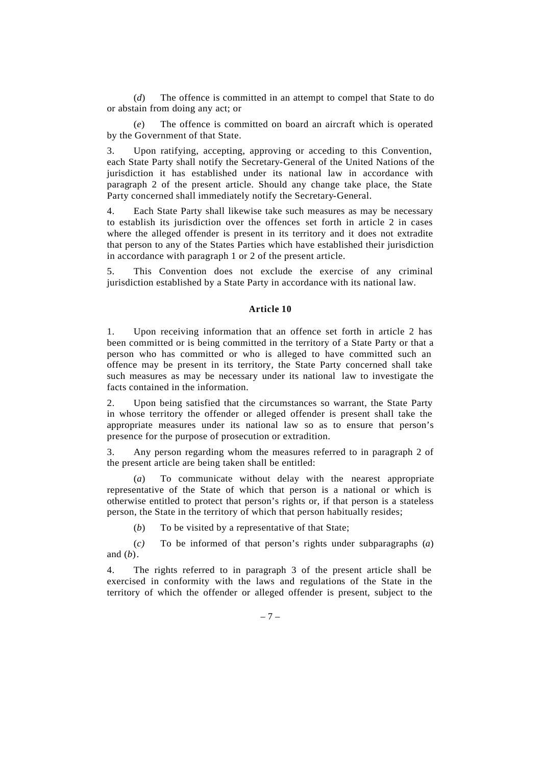(*d*) The offence is committed in an attempt to compel that State to do or abstain from doing any act; or

(*e*) The offence is committed on board an aircraft which is operated by the Government of that State.

3. Upon ratifying, accepting, approving or acceding to this Convention, each State Party shall notify the Secretary-General of the United Nations of the jurisdiction it has established under its national law in accordance with paragraph 2 of the present article. Should any change take place, the State Party concerned shall immediately notify the Secretary-General.

4. Each State Party shall likewise take such measures as may be necessary to establish its jurisdiction over the offences set forth in article 2 in cases where the alleged offender is present in its territory and it does not extradite that person to any of the States Parties which have established their jurisdiction in accordance with paragraph 1 or 2 of the present article.

5. This Convention does not exclude the exercise of any criminal jurisdiction established by a State Party in accordance with its national law.

### Article 10

1. Upon receiving information that an offence set forth in article 2 has been committed or is being committed in the territory of a State Party or that a person who has committed or who is alleged to have committed such an offence may be present in its territory, the State Party concerned shall take such measures as may be necessary under its national law to investigate the facts contained in the information.

2. Upon being satisfied that the circumstances so warrant, the State Party in whose territory the offender or alleged offender is present shall take the appropriate measures under its national law so as to ensure that person's presence for the purpose of prosecution or extradition.

3. Any person regarding whom the measures referred to in paragraph 2 of the present article are being taken shall be entitled:

(*a*) To communicate without delay with the nearest appropriate representative of the State of which that person is a national or which is otherwise entitled to protect that person's rights or, if that person is a stateless person, the State in the territory of which that person habitually resides;

(*b*) To be visited by a representative of that State;

(*c*) To be informed of that person's rights under subparagraphs (*a*) and (*b*).

4. The rights referred to in paragraph 3 of the present article shall be exercised in conformity with the laws and regulations of the State in the territory of which the offender or alleged offender is present, subject to the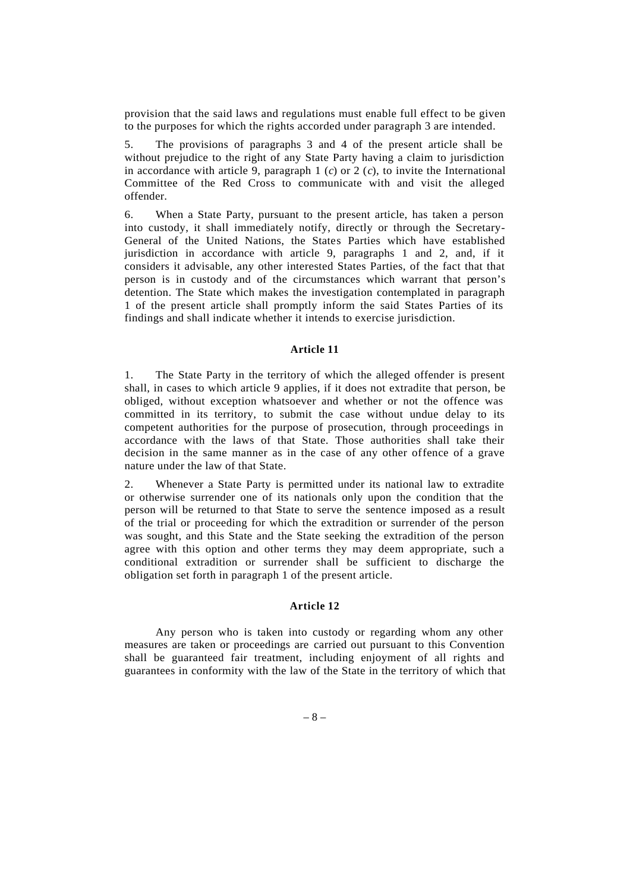provision that the said laws and regulations must enable full effect to be given to the purposes for which the rights accorded under paragraph 3 are intended.

5. The provisions of paragraphs 3 and 4 of the present article shall be without prejudice to the right of any State Party having a claim to jurisdiction in accordance with article 9, paragraph 1 (*c*) or 2 (*c*), to invite the International Committee of the Red Cross to communicate with and visit the alleged offender.

6. When a State Party, pursuant to the present article, has taken a person into custody, it shall immediately notify, directly or through the Secretary-General of the United Nations, the States Parties which have established jurisdiction in accordance with article 9, paragraphs 1 and 2, and, if it considers it advisable, any other interested States Parties, of the fact that that person is in custody and of the circumstances which warrant that person's detention. The State which makes the investigation contemplated in paragraph 1 of the present article shall promptly inform the said States Parties of its findings and shall indicate whether it intends to exercise jurisdiction.

### Article 11

1. The State Party in the territory of which the alleged offender is present shall, in cases to which article 9 applies, if it does not extradite that person, be obliged, without exception whatsoever and whether or not the offence was committed in its territory, to submit the case without undue delay to its competent authorities for the purpose of prosecution, through proceedings in accordance with the laws of that State. Those authorities shall take their decision in the same manner as in the case of any other offence of a grave nature under the law of that State.

2. Whenever a State Party is permitted under its national law to extradite or otherwise surrender one of its nationals only upon the condition that the person will be returned to that State to serve the sentence imposed as a result of the trial or proceeding for which the extradition or surrender of the person was sought, and this State and the State seeking the extradition of the person agree with this option and other terms they may deem appropriate, such a conditional extradition or surrender shall be sufficient to discharge the obligation set forth in paragraph 1 of the present article.

### Article 12

Any person who is taken into custody or regarding whom any other measures are taken or proceedings are carried out pursuant to this Convention shall be guaranteed fair treatment, including enjoyment of all rights and guarantees in conformity with the law of the State in the territory of which that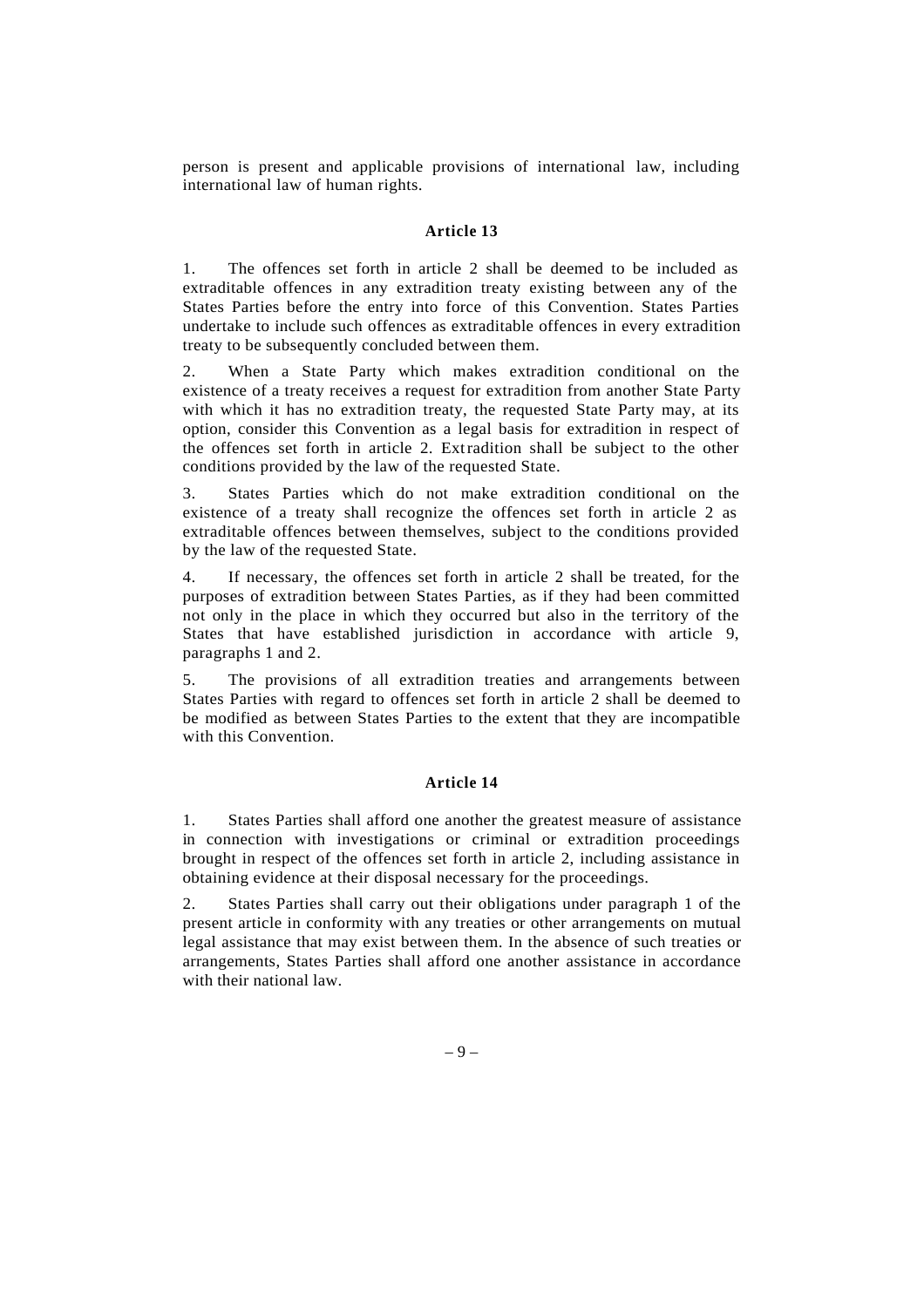person is present and applicable provisions of international law, including international law of human rights.

### Article 13

1. The offences set forth in article 2 shall be deemed to be included as extraditable offences in any extradition treaty existing between any of the States Parties before the entry into force of this Convention. States Parties undertake to include such offences as extraditable offences in every extradition treaty to be subsequently concluded between them.

2. When a State Party which makes extradition conditional on the existence of a treaty receives a request for extradition from another State Party with which it has no extradition treaty, the requested State Party may, at its option, consider this Convention as a legal basis for extradition in respect of the offences set forth in article 2. Extradition shall be subject to the other conditions provided by the law of the requested State.

3. States Parties which do not make extradition conditional on the existence of a treaty shall recognize the offences set forth in article 2 as extraditable offences between themselves, subject to the conditions provided by the law of the requested State.

4. If necessary, the offences set forth in article 2 shall be treated, for the purposes of extradition between States Parties, as if they had been committed not only in the place in which they occurred but also in the territory of the States that have established jurisdiction in accordance with article 9, paragraphs 1 and 2.

5. The provisions of all extradition treaties and arrangements between States Parties with regard to offences set forth in article 2 shall be deemed to be modified as between States Parties to the extent that they are incompatible with this Convention.

### Article 14

1. States Parties shall afford one another the greatest measure of assistance in connection with investigations or criminal or extradition proceedings brought in respect of the offences set forth in article 2, including assistance in obtaining evidence at their disposal necessary for the proceedings.

2. States Parties shall carry out their obligations under paragraph 1 of the present article in conformity with any treaties or other arrangements on mutual legal assistance that may exist between them. In the absence of such treaties or arrangements, States Parties shall afford one another assistance in accordance with their national law.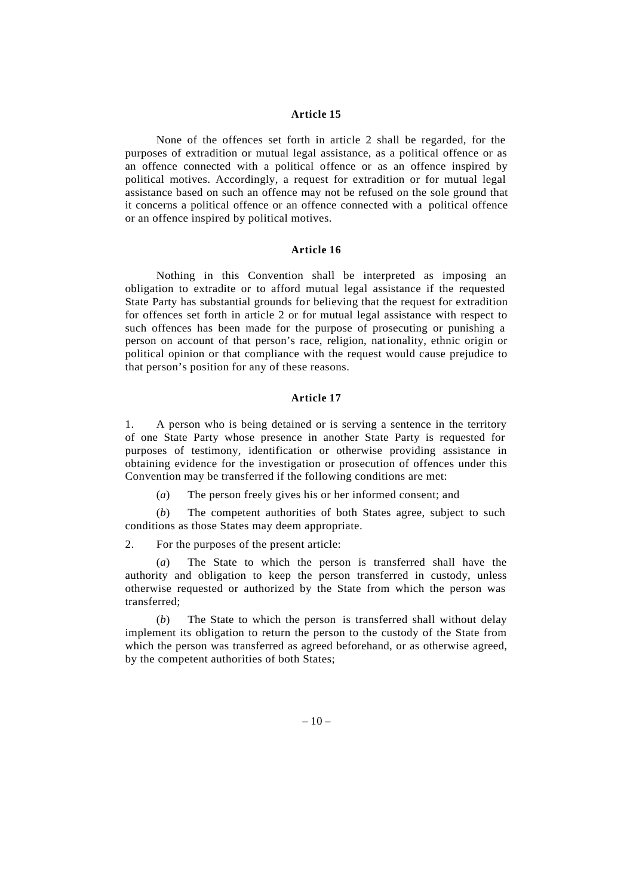### Article 15

None of the offences set forth in article 2 shall be regarded, for the purposes of extradition or mutual legal assistance, as a political offence or as an offence connected with a political offence or as an offence inspired by political motives. Accordingly, a request for extradition or for mutual legal assistance based on such an offence may not be refused on the sole ground that it concerns a political offence or an offence connected with a political offence or an offence inspired by political motives.

### Article 16

Nothing in this Convention shall be interpreted as imposing an obligation to extradite or to afford mutual legal assistance if the requested State Party has substantial grounds for believing that the request for extradition for offences set forth in article 2 or for mutual legal assistance with respect to such offences has been made for the purpose of prosecuting or punishing a person on account of that person's race, religion, nationality, ethnic origin or political opinion or that compliance with the request would cause prejudice to that person's position for any of these reasons.

### Article 17

1. A person who is being detained or is serving a sentence in the territory of one State Party whose presence in another State Party is requested for purposes of testimony, identification or otherwise providing assistance in obtaining evidence for the investigation or prosecution of offences under this Convention may be transferred if the following conditions are met:

(*a*) The person freely gives his or her informed consent; and

(*b*) The competent authorities of both States agree, subject to such conditions as those States may deem appropriate.

2. For the purposes of the present article:

(*a*) The State to which the person is transferred shall have the authority and obligation to keep the person transferred in custody, unless otherwise requested or authorized by the State from which the person was transferred;

(*b*) The State to which the person is transferred shall without delay implement its obligation to return the person to the custody of the State from which the person was transferred as agreed beforehand, or as otherwise agreed, by the competent authorities of both States;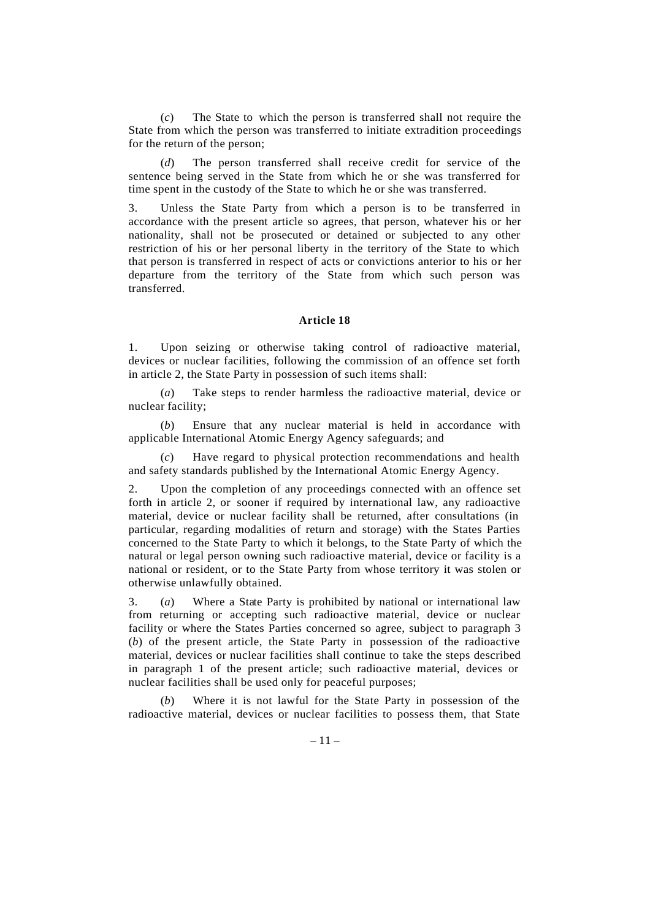(*c*) The State to which the person is transferred shall not require the State from which the person was transferred to initiate extradition proceedings for the return of the person;

(*d*) The person transferred shall receive credit for service of the sentence being served in the State from which he or she was transferred for time spent in the custody of the State to which he or she was transferred.

3. Unless the State Party from which a person is to be transferred in accordance with the present article so agrees, that person, whatever his or her nationality, shall not be prosecuted or detained or subjected to any other restriction of his or her personal liberty in the territory of the State to which that person is transferred in respect of acts or convictions anterior to his or her departure from the territory of the State from which such person was transferred.

### Article 18

1. Upon seizing or otherwise taking control of radioactive material, devices or nuclear facilities, following the commission of an offence set forth in article 2, the State Party in possession of such items shall:

(*a*) Take steps to render harmless the radioactive material, device or nuclear facility;

(*b*) Ensure that any nuclear material is held in accordance with applicable International Atomic Energy Agency safeguards; and

(*c*) Have regard to physical protection recommendations and health and safety standards published by the International Atomic Energy Agency.

2. Upon the completion of any proceedings connected with an offence set forth in article 2, or sooner if required by international law, any radioactive material, device or nuclear facility shall be returned, after consultations (in particular, regarding modalities of return and storage) with the States Parties concerned to the State Party to which it belongs, to the State Party of which the natural or legal person owning such radioactive material, device or facility is a national or resident, or to the State Party from whose territory it was stolen or otherwise unlawfully obtained.

3. (*a*) Where a State Party is prohibited by national or international law from returning or accepting such radioactive material, device or nuclear facility or where the States Parties concerned so agree, subject to paragraph 3 (*b*) of the present article, the State Party in possession of the radioactive material, devices or nuclear facilities shall continue to take the steps described in paragraph 1 of the present article; such radioactive material, devices or nuclear facilities shall be used only for peaceful purposes;

(*b*) Where it is not lawful for the State Party in possession of the radioactive material, devices or nuclear facilities to possess them, that State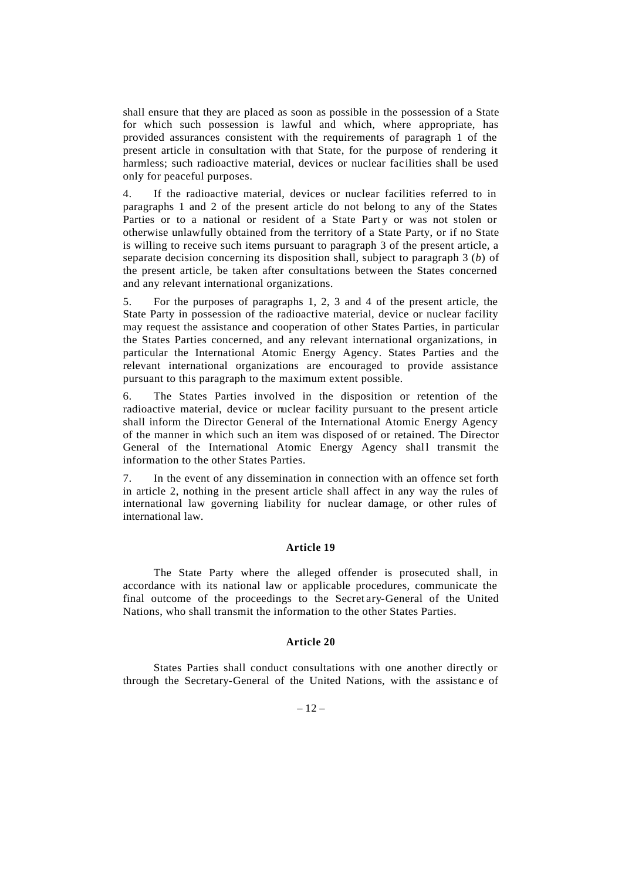shall ensure that they are placed as soon as possible in the possession of a State for which such possession is lawful and which, where appropriate, has provided assurances consistent with the requirements of paragraph 1 of the present article in consultation with that State, for the purpose of rendering it harmless; such radioactive material, devices or nuclear facilities shall be used only for peaceful purposes.

4. If the radioactive material, devices or nuclear facilities referred to in paragraphs 1 and 2 of the present article do not belong to any of the States Parties or to a national or resident of a State Party or was not stolen or otherwise unlawfully obtained from the territory of a State Party, or if no State is willing to receive such items pursuant to paragraph 3 of the present article, a separate decision concerning its disposition shall, subject to paragraph 3 (*b*) of the present article, be taken after consultations between the States concerned and any relevant international organizations.

5. For the purposes of paragraphs 1, 2, 3 and 4 of the present article, the State Party in possession of the radioactive material, device or nuclear facility may request the assistance and cooperation of other States Parties, in particular the States Parties concerned, and any relevant international organizations, in particular the International Atomic Energy Agency. States Parties and the relevant international organizations are encouraged to provide assistance pursuant to this paragraph to the maximum extent possible.

6. The States Parties involved in the disposition or retention of the radioactive material, device or nuclear facility pursuant to the present article shall inform the Director General of the International Atomic Energy Agency of the manner in which such an item was disposed of or retained. The Director General of the International Atomic Energy Agency shall transmit the information to the other States Parties.

7. In the event of any dissemination in connection with an offence set forth in article 2, nothing in the present article shall affect in any way the rules of international law governing liability for nuclear damage, or other rules of international law.

**Article 19**

The State Party where the alleged offender is prosecuted shall, in accordance with its national law or applicable procedures, communicate the final outcome of the proceedings to the Secretary-General of the United Nations, who shall transmit the information to the other States Parties.

**Article 20**

States Parties shall conduct consultations with one another directly or through the Secretary-General of the United Nations, with the assistance of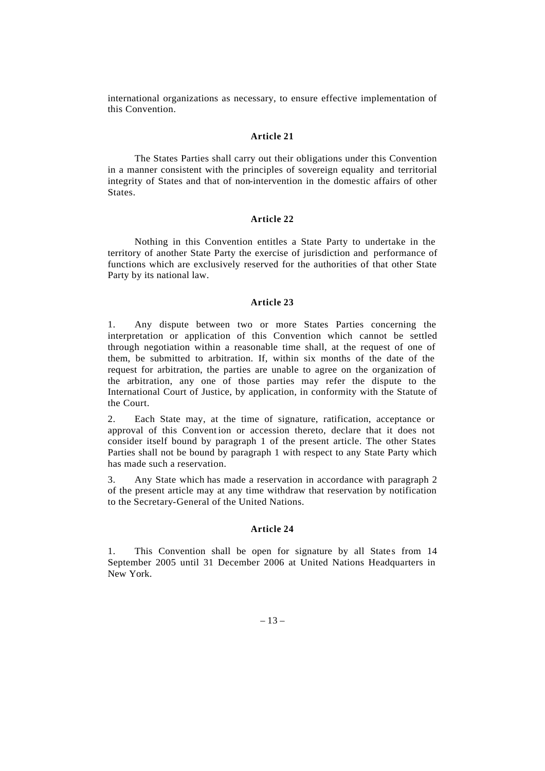international organizations as necessary, to ensure effective implementation of this Convention.

**Article 21**

The States Parties shall carry out their obligations under this Convention in a manner consistent with the principles of sovereign equality and territorial integrity of States and that of non-intervention in the domestic affairs of other States.

**Article 22**

Nothing in this Convention entitles a State Party to undertake in the territory of another State Party the exercise of jurisdiction and performance of functions which are exclusively reserved for the authorities of that other State Party by its national law.

**Article 23**

1. Any dispute between two or more States Parties concerning the interpretation or application of this Convention which cannot be settled through negotiation within a reasonable time shall, at the request of one of them, be submitted to arbitration. If, within six months of the date of the request for arbitration, the parties are unable to agree on the organization of the arbitration, any one of those parties may refer the dispute to the International Court of Justice, by application, in conformity with the Statute of the Court.

2. Each State may, at the time of signature, ratification, acceptance or approval of this Convention or accession thereto, declare that it does not consider itself bound by paragraph 1 of the present article. The other States Parties shall not be bound by paragraph 1 with respect to any State Party which has made such a reservation.

3. Any State which has made a reservation in accordance with paragraph 2 of the present article may at any time withdraw that reservation by notification to the Secretary-General of the United Nations.

**Article 24**

1. This Convention shall be open for signature by all States from 14 September 2005 until 31 December 2006 at United Nations Headquarters in New York.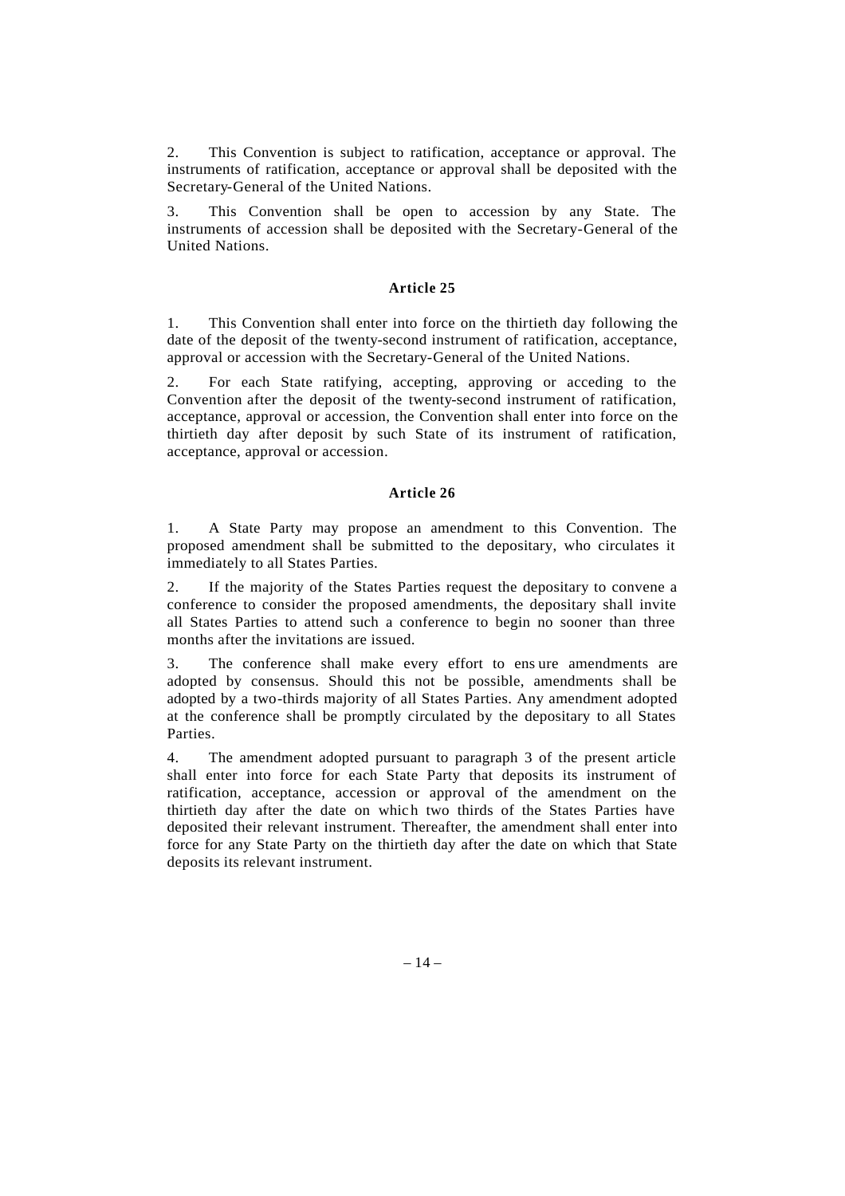2. This Convention is subject to ratification, acceptance or approval. The instruments of ratification, acceptance or approval shall be deposited with the Secretary-General of the United Nations.

3. This Convention shall be open to accession by any State. The instruments of accession shall be deposited with the Secretary-General of the United Nations.

**Article 25**

1. This Convention shall enter into force on the thirtieth day following the date of the deposit of the twenty-second instrument of ratification, acceptance, approval or accession with the Secretary-General of the United Nations.

2. For each State ratifying, accepting, approving or acceding to the Convention after the deposit of the twenty-second instrument of ratification, acceptance, approval or accession, the Convention shall enter into force on the thirtieth day after deposit by such State of its instrument of ratification, acceptance, approval or accession.

**Article 26**

1. A State Party may propose an amendment to this Convention. The proposed amendment shall be submitted to the depositary, who circulates it immediately to all States Parties.

2. If the majority of the States Parties request the depositary to convene a conference to consider the proposed amendments, the depositary shall invite all States Parties to attend such a conference to begin no sooner than three months after the invitations are issued.

3. The conference shall make every effort to ensure amendments are adopted by consensus. Should this not be possible, amendments shall be adopted by a two-thirds majority of all States Parties. Any amendment adopted at the conference shall be promptly circulated by the depositary to all States Parties.

4. The amendment adopted pursuant to paragraph 3 of the present article shall enter into force for each State Party that deposits its instrument of ratification, acceptance, accession or approval of the amendment on the thirtieth day after the date on which two thirds of the States Parties have deposited their relevant instrument. Thereafter, the amendment shall enter into force for any State Party on the thirtieth day after the date on which that State deposits its relevant instrument.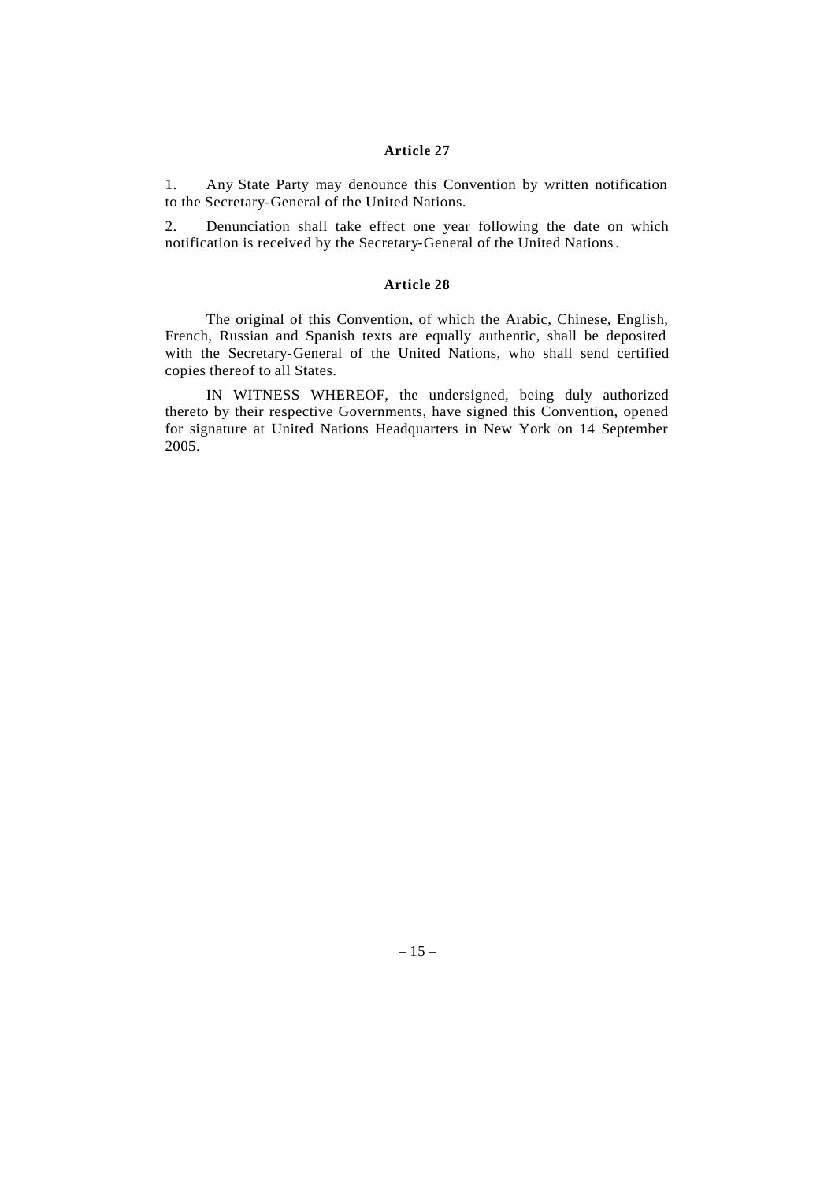**Article 27**

1. Any State Party may denounce this Convention by written notification to the Secretary-General of the United Nations.

2. Denunciation shall take effect one year following the date on which notification is received by the Secretary-General of the United Nations.

**Article 28**

The original of this Convention, of which the Arabic, Chinese, English, French, Russian and Spanish texts are equally authentic, shall be deposited with the Secretary-General of the United Nations, who shall send certified copies thereof to all States.

IN WITNESS WHEREOF, the undersigned, being duly authorized thereto by their respective Governments, have signed this Convention, opened for signature at United Nations Headquarters in New York on 14 September 2005.